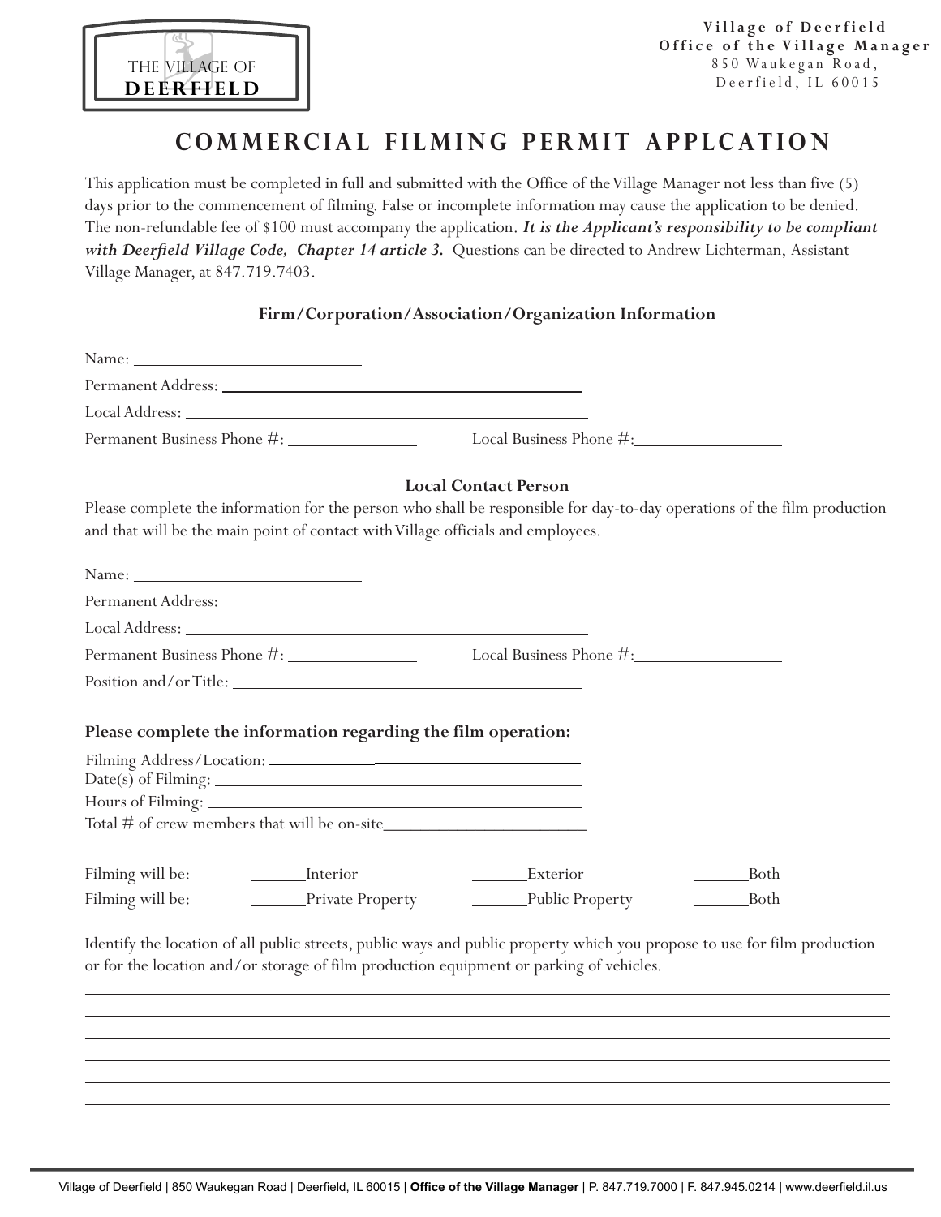THE VILLAGE OF **DEERFIELD**

**Village of Deerfield**
**Office of the Village Manager**
850 Waukegan Road,
Deerfield, IL 60015

# COMMERCIAL FILMING PERMIT APPLCATION

This application must be completed in full and submitted with the Office of the Village Manager not less than five (5) days prior to the commencement of filming. False or incomplete information may cause the application to be denied. The non-refundable fee of $100 must accompany the application. ***It is the Applicant's responsibility to be compliant with Deerfield Village Code, Chapter 14 article 3.*** Questions can be directed to Andrew Lichterman, Assistant Village Manager, at 847.719.7403.

### Firm/Corporation/Association/Organization Information

Name: ___________________________

Permanent Address: ___________________________________________

Local Address: ___________________________________________

Permanent Business Phone #: _______________ Local Business Phone #: _________________

### Local Contact Person

Please complete the information for the person who shall be responsible for day-to-day operations of the film production and that will be the main point of contact with Village officials and employees.

Name: ___________________________

Permanent Address: ___________________________________________

Local Address: ___________________________________________

Permanent Business Phone #: _______________ Local Business Phone #: _________________

Position and/or Title: ___________________________________________

### Please complete the information regarding the film operation:

Filming Address/Location: ___________________________________

Date(s) of Filming: ___________________________________________

Hours of Filming: ___________________________________________

Total # of crew members that will be on-site_______________________

Filming will be: ______Interior ______Exterior ______Both

Filming will be: ______Private Property ______Public Property ______Both

Identify the location of all public streets, public ways and public property which you propose to use for film production or for the location and/or storage of film production equipment or parking of vehicles.

________________________________________________________________________________

________________________________________________________________________________

________________________________________________________________________________

________________________________________________________________________________

________________________________________________________________________________

________________________________________________________________________________

Village of Deerfield | 850 Waukegan Road | Deerfield, IL 60015 | **Office of the Village Manager** | P. 847.719.7000 | F. 847.945.0214 | www.deerfield.il.us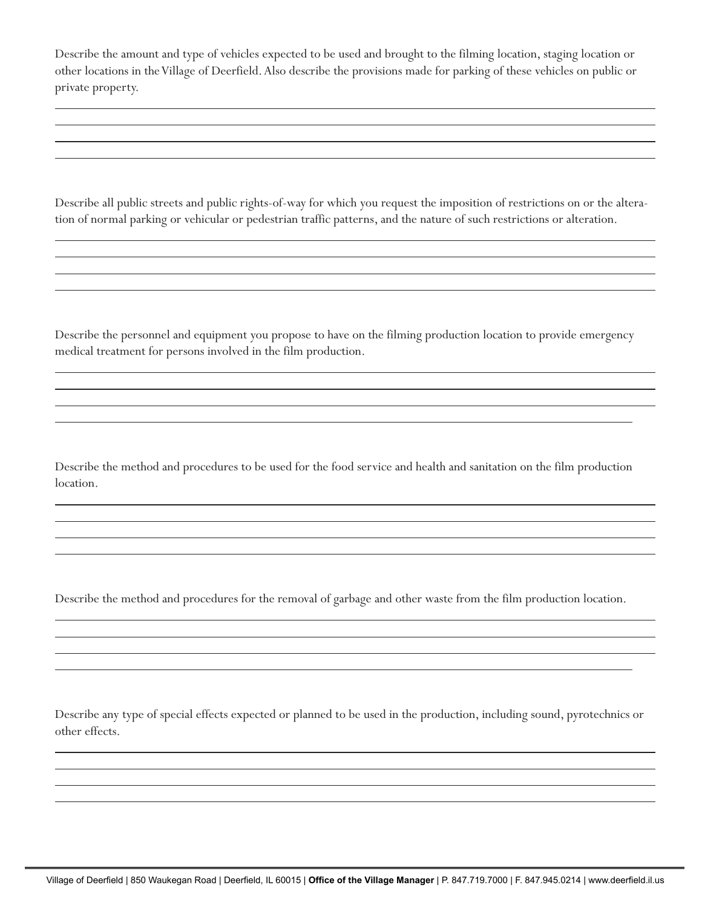Describe the amount and type of vehicles expected to be used and brought to the filming location, staging location or other locations in the Village of Deerfield. Also describe the provisions made for parking of these vehicles on public or private property.

______________________________________________________________________________
______________________________________________________________________________
______________________________________________________________________________
______________________________________________________________________________

Describe all public streets and public rights-of-way for which you request the imposition of restrictions on or the alteration of normal parking or vehicular or pedestrian traffic patterns, and the nature of such restrictions or alteration.

______________________________________________________________________________
______________________________________________________________________________
______________________________________________________________________________
______________________________________________________________________________

Describe the personnel and equipment you propose to have on the filming production location to provide emergency medical treatment for persons involved in the film production.

______________________________________________________________________________
______________________________________________________________________________
______________________________________________________________________________
______________________________________________________________________________

Describe the method and procedures to be used for the food service and health and sanitation on the film production location.

______________________________________________________________________________
______________________________________________________________________________
______________________________________________________________________________
______________________________________________________________________________

Describe the method and procedures for the removal of garbage and other waste from the film production location.

______________________________________________________________________________
______________________________________________________________________________
______________________________________________________________________________
______________________________________________________________________________

Describe any type of special effects expected or planned to be used in the production, including sound, pyrotechnics or other effects.

______________________________________________________________________________
______________________________________________________________________________
______________________________________________________________________________
______________________________________________________________________________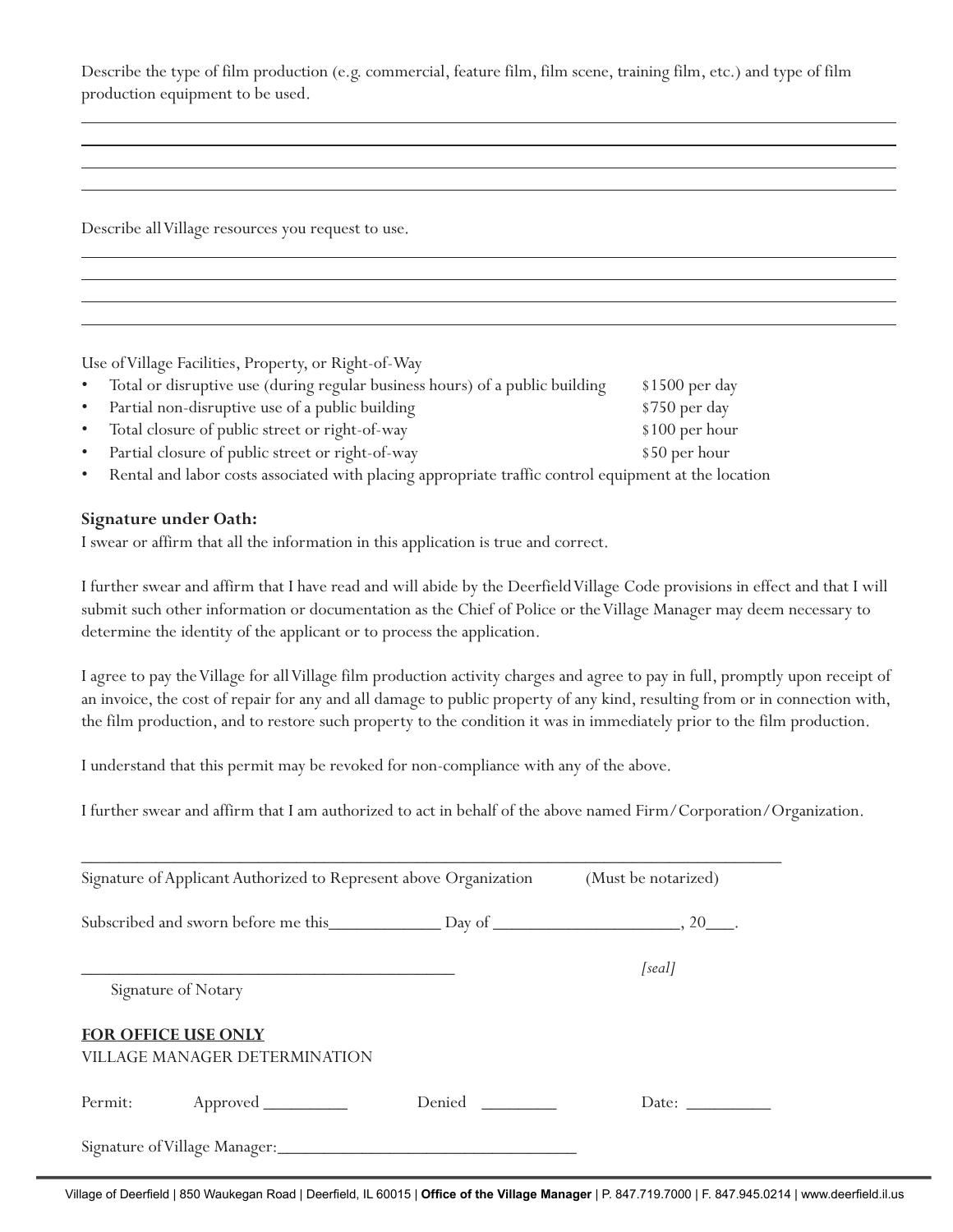Describe the type of film production (e.g. commercial, feature film, film scene, training film, etc.) and type of film production equipment to be used.

\_\_\_\_\_\_\_\_\_\_\_\_\_\_\_\_\_\_\_\_\_\_\_\_\_\_\_\_\_\_\_\_\_\_\_\_\_\_\_\_\_\_\_\_\_\_\_\_\_\_\_\_\_\_\_\_\_\_\_\_\_\_\_\_\_\_\_\_\_\_\_\_\_\_\_\_\_\_

\_\_\_\_\_\_\_\_\_\_\_\_\_\_\_\_\_\_\_\_\_\_\_\_\_\_\_\_\_\_\_\_\_\_\_\_\_\_\_\_\_\_\_\_\_\_\_\_\_\_\_\_\_\_\_\_\_\_\_\_\_\_\_\_\_\_\_\_\_\_\_\_\_\_\_\_\_\_

\_\_\_\_\_\_\_\_\_\_\_\_\_\_\_\_\_\_\_\_\_\_\_\_\_\_\_\_\_\_\_\_\_\_\_\_\_\_\_\_\_\_\_\_\_\_\_\_\_\_\_\_\_\_\_\_\_\_\_\_\_\_\_\_\_\_\_\_\_\_\_\_\_\_\_\_\_\_

\_\_\_\_\_\_\_\_\_\_\_\_\_\_\_\_\_\_\_\_\_\_\_\_\_\_\_\_\_\_\_\_\_\_\_\_\_\_\_\_\_\_\_\_\_\_\_\_\_\_\_\_\_\_\_\_\_\_\_\_\_\_\_\_\_\_\_\_\_\_\_\_\_\_\_\_\_\_

Describe all Village resources you request to use.

\_\_\_\_\_\_\_\_\_\_\_\_\_\_\_\_\_\_\_\_\_\_\_\_\_\_\_\_\_\_\_\_\_\_\_\_\_\_\_\_\_\_\_\_\_\_\_\_\_\_\_\_\_\_\_\_\_\_\_\_\_\_\_\_\_\_\_\_\_\_\_\_\_\_\_\_\_\_

\_\_\_\_\_\_\_\_\_\_\_\_\_\_\_\_\_\_\_\_\_\_\_\_\_\_\_\_\_\_\_\_\_\_\_\_\_\_\_\_\_\_\_\_\_\_\_\_\_\_\_\_\_\_\_\_\_\_\_\_\_\_\_\_\_\_\_\_\_\_\_\_\_\_\_\_\_\_

\_\_\_\_\_\_\_\_\_\_\_\_\_\_\_\_\_\_\_\_\_\_\_\_\_\_\_\_\_\_\_\_\_\_\_\_\_\_\_\_\_\_\_\_\_\_\_\_\_\_\_\_\_\_\_\_\_\_\_\_\_\_\_\_\_\_\_\_\_\_\_\_\_\_\_\_\_\_

\_\_\_\_\_\_\_\_\_\_\_\_\_\_\_\_\_\_\_\_\_\_\_\_\_\_\_\_\_\_\_\_\_\_\_\_\_\_\_\_\_\_\_\_\_\_\_\_\_\_\_\_\_\_\_\_\_\_\_\_\_\_\_\_\_\_\_\_\_\_\_\_\_\_\_\_\_\_

Use of Village Facilities, Property, or Right-of-Way

- Total or disruptive use (during regular business hours) of a public building — $1500 per day
- Partial non-disruptive use of a public building — $750 per day
- Total closure of public street or right-of-way — $100 per hour
- Partial closure of public street or right-of-way — $50 per hour
- Rental and labor costs associated with placing appropriate traffic control equipment at the location

**Signature under Oath:**

I swear or affirm that all the information in this application is true and correct.

I further swear and affirm that I have read and will abide by the Deerfield Village Code provisions in effect and that I will submit such other information or documentation as the Chief of Police or the Village Manager may deem necessary to determine the identity of the applicant or to process the application.

I agree to pay the Village for all Village film production activity charges and agree to pay in full, promptly upon receipt of an invoice, the cost of repair for any and all damage to public property of any kind, resulting from or in connection with, the film production, and to restore such property to the condition it was in immediately prior to the film production.

I understand that this permit may be revoked for non-compliance with any of the above.

I further swear and affirm that I am authorized to act in behalf of the above named Firm/Corporation/Organization.

\_\_\_\_\_\_\_\_\_\_\_\_\_\_\_\_\_\_\_\_\_\_\_\_\_\_\_\_\_\_\_\_\_\_\_\_\_\_\_\_\_\_\_\_\_\_\_\_\_\_\_\_\_\_\_\_\_\_\_\_\_\_\_\_\_\_\_\_\_\_\_\_

Signature of Applicant Authorized to Represent above Organization (Must be notarized)

Subscribed and sworn before me this\_\_\_\_\_\_\_\_\_\_\_\_ Day of \_\_\_\_\_\_\_\_\_\_\_\_\_\_\_\_\_\_\_\_, 20\_\_\_.

\_\_\_\_\_\_\_\_\_\_\_\_\_\_\_\_\_\_\_\_\_\_\_\_\_\_\_\_\_\_\_\_\_\_\_\_\_\_\_\_\_\_ *[seal]*

Signature of Notary

**FOR OFFICE USE ONLY**

VILLAGE MANAGER DETERMINATION

Permit: Approved \_\_\_\_\_\_\_\_\_ Denied \_\_\_\_\_\_\_\_ Date: \_\_\_\_\_\_\_\_\_

Signature of Village Manager:\_\_\_\_\_\_\_\_\_\_\_\_\_\_\_\_\_\_\_\_\_\_\_\_\_\_\_\_\_\_\_\_\_

Village of Deerfield | 850 Waukegan Road | Deerfield, IL 60015 | **Office of the Village Manager** | P. 847.719.7000 | F. 847.945.0214 | www.deerfield.il.us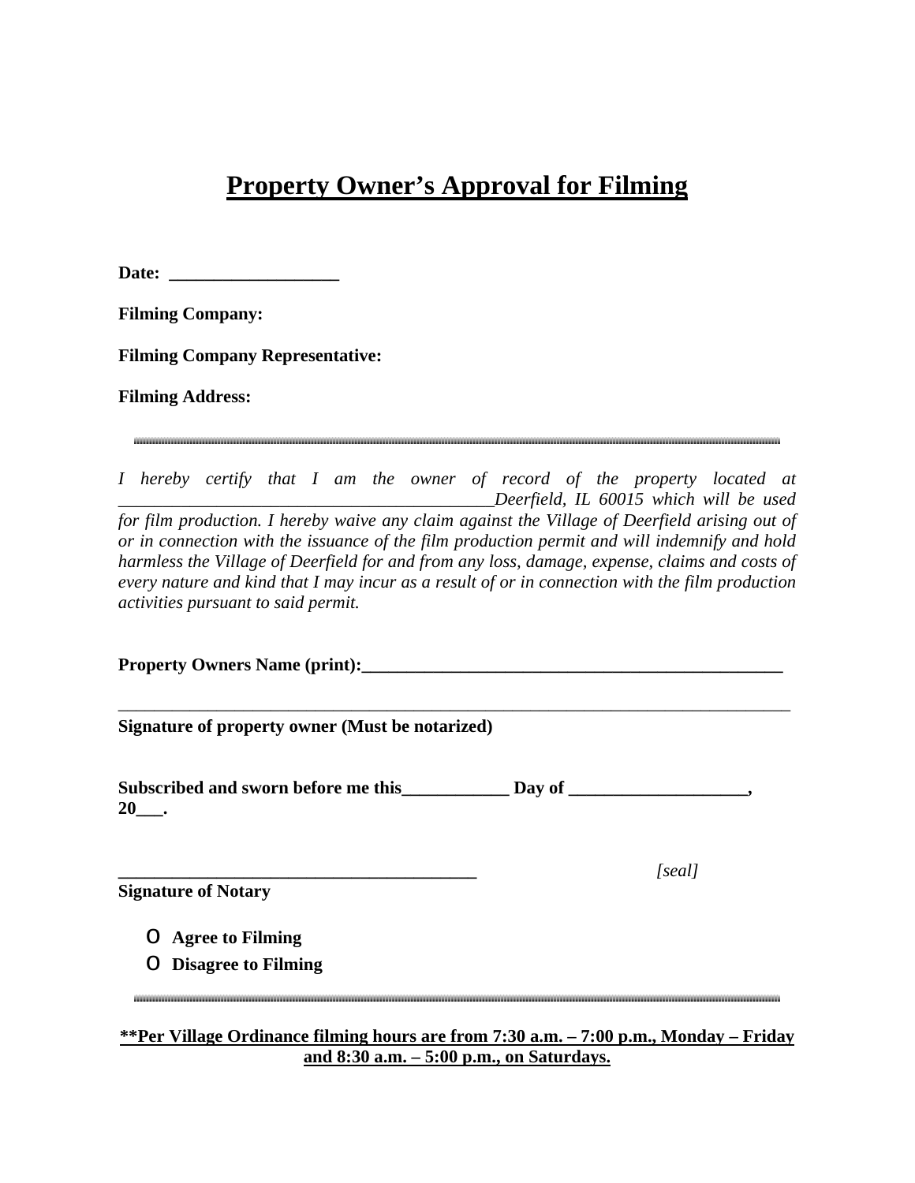# Property Owner's Approval for Filming

**Date: ___________________**

**Filming Company:**

**Filming Company Representative:**

**Filming Address:**

---

*I hereby certify that I am the owner of record of the property located at ____________________________________________Deerfield, IL 60015 which will be used for film production. I hereby waive any claim against the Village of Deerfield arising out of or in connection with the issuance of the film production permit and will indemnify and hold harmless the Village of Deerfield for and from any loss, damage, expense, claims and costs of every nature and kind that I may incur as a result of or in connection with the film production activities pursuant to said permit.*

**Property Owners Name (print):_______________________________________________**

_____________________________________________________________________________

**Signature of property owner (Must be notarized)**

**Subscribed and sworn before me this____________ Day of ___________________, 20___.**

**________________________________________** *[seal]*

**Signature of Notary**

- o **Agree to Filming**
- o **Disagree to Filming**

---

**\*\*Per Village Ordinance filming hours are from 7:30 a.m. – 7:00 p.m., Monday – Friday and 8:30 a.m. – 5:00 p.m., on Saturdays.**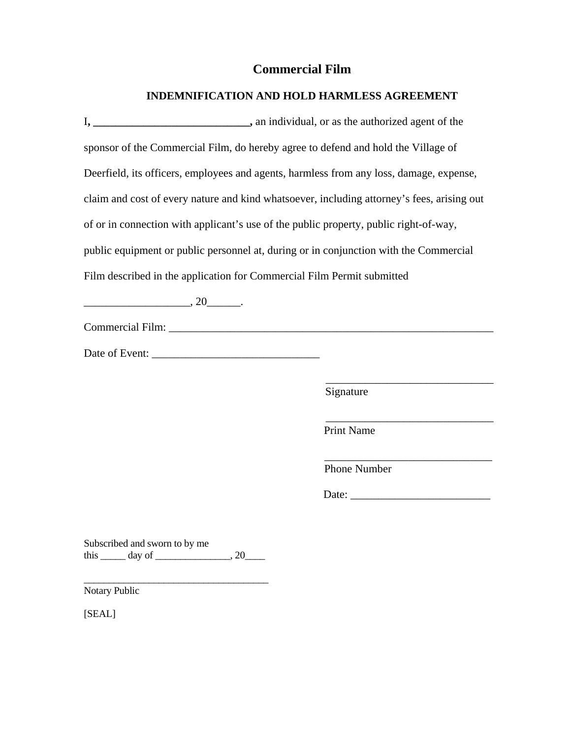# Commercial Film

## INDEMNIFICATION AND HOLD HARMLESS AGREEMENT

I, ____________________________, an individual, or as the authorized agent of the sponsor of the Commercial Film, do hereby agree to defend and hold the Village of Deerfield, its officers, employees and agents, harmless from any loss, damage, expense, claim and cost of every nature and kind whatsoever, including attorney's fees, arising out of or in connection with applicant's use of the public property, public right-of-way, public equipment or public personnel at, during or in conjunction with the Commercial Film described in the application for Commercial Film Permit submitted __________________, 20______.

Commercial Film: ____________________________________________________________

Date of Event: ______________________________

______________________________
Signature

______________________________
Print Name

______________________________
Phone Number

Date: _________________________

Subscribed and sworn to by me
this _____ day of _______________, 20____

_____________________________________
Notary Public

[SEAL]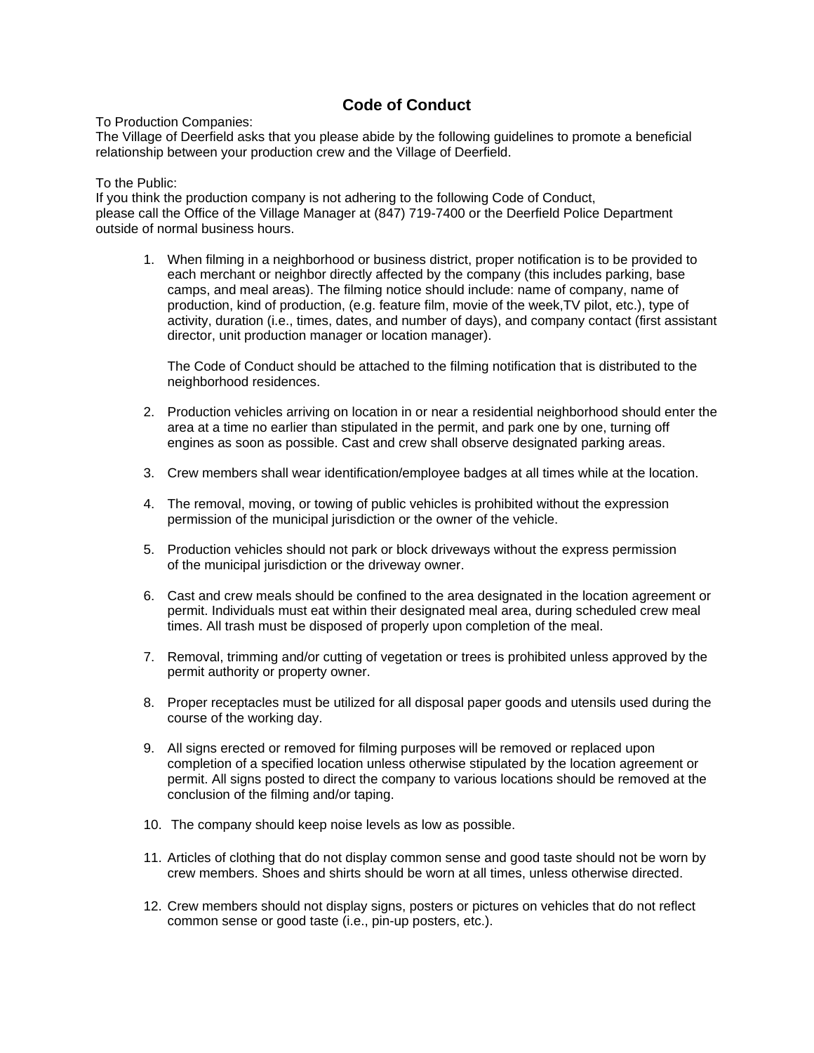# Code of Conduct

To Production Companies:
The Village of Deerfield asks that you please abide by the following guidelines to promote a beneficial relationship between your production crew and the Village of Deerfield.

To the Public:
If you think the production company is not adhering to the following Code of Conduct, please call the Office of the Village Manager at (847) 719-7400 or the Deerfield Police Department outside of normal business hours.

1. When filming in a neighborhood or business district, proper notification is to be provided to each merchant or neighbor directly affected by the company (this includes parking, base camps, and meal areas). The filming notice should include: name of company, name of production, kind of production, (e.g. feature film, movie of the week,TV pilot, etc.), type of activity, duration (i.e., times, dates, and number of days), and company contact (first assistant director, unit production manager or location manager).

   The Code of Conduct should be attached to the filming notification that is distributed to the neighborhood residences.

2. Production vehicles arriving on location in or near a residential neighborhood should enter the area at a time no earlier than stipulated in the permit, and park one by one, turning off engines as soon as possible. Cast and crew shall observe designated parking areas.

3. Crew members shall wear identification/employee badges at all times while at the location.

4. The removal, moving, or towing of public vehicles is prohibited without the expression permission of the municipal jurisdiction or the owner of the vehicle.

5. Production vehicles should not park or block driveways without the express permission of the municipal jurisdiction or the driveway owner.

6. Cast and crew meals should be confined to the area designated in the location agreement or permit. Individuals must eat within their designated meal area, during scheduled crew meal times. All trash must be disposed of properly upon completion of the meal.

7. Removal, trimming and/or cutting of vegetation or trees is prohibited unless approved by the permit authority or property owner.

8. Proper receptacles must be utilized for all disposal paper goods and utensils used during the course of the working day.

9. All signs erected or removed for filming purposes will be removed or replaced upon completion of a specified location unless otherwise stipulated by the location agreement or permit. All signs posted to direct the company to various locations should be removed at the conclusion of the filming and/or taping.

10. The company should keep noise levels as low as possible.

11. Articles of clothing that do not display common sense and good taste should not be worn by crew members. Shoes and shirts should be worn at all times, unless otherwise directed.

12. Crew members should not display signs, posters or pictures on vehicles that do not reflect common sense or good taste (i.e., pin-up posters, etc.).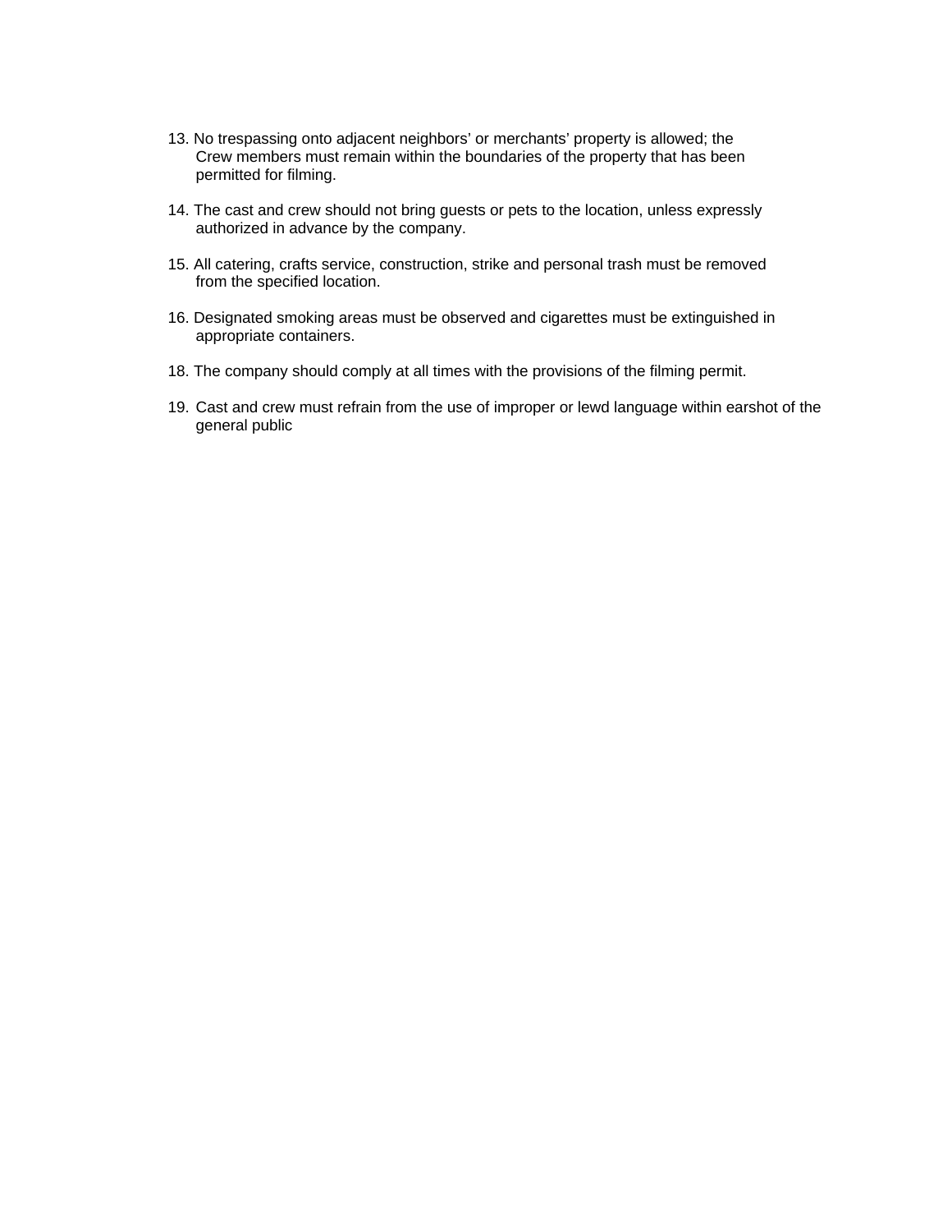13. No trespassing onto adjacent neighbors' or merchants' property is allowed; the Crew members must remain within the boundaries of the property that has been permitted for filming.

14. The cast and crew should not bring guests or pets to the location, unless expressly authorized in advance by the company.

15. All catering, crafts service, construction, strike and personal trash must be removed from the specified location.

16. Designated smoking areas must be observed and cigarettes must be extinguished in appropriate containers.

18. The company should comply at all times with the provisions of the filming permit.

19. Cast and crew must refrain from the use of improper or lewd language within earshot of the general public